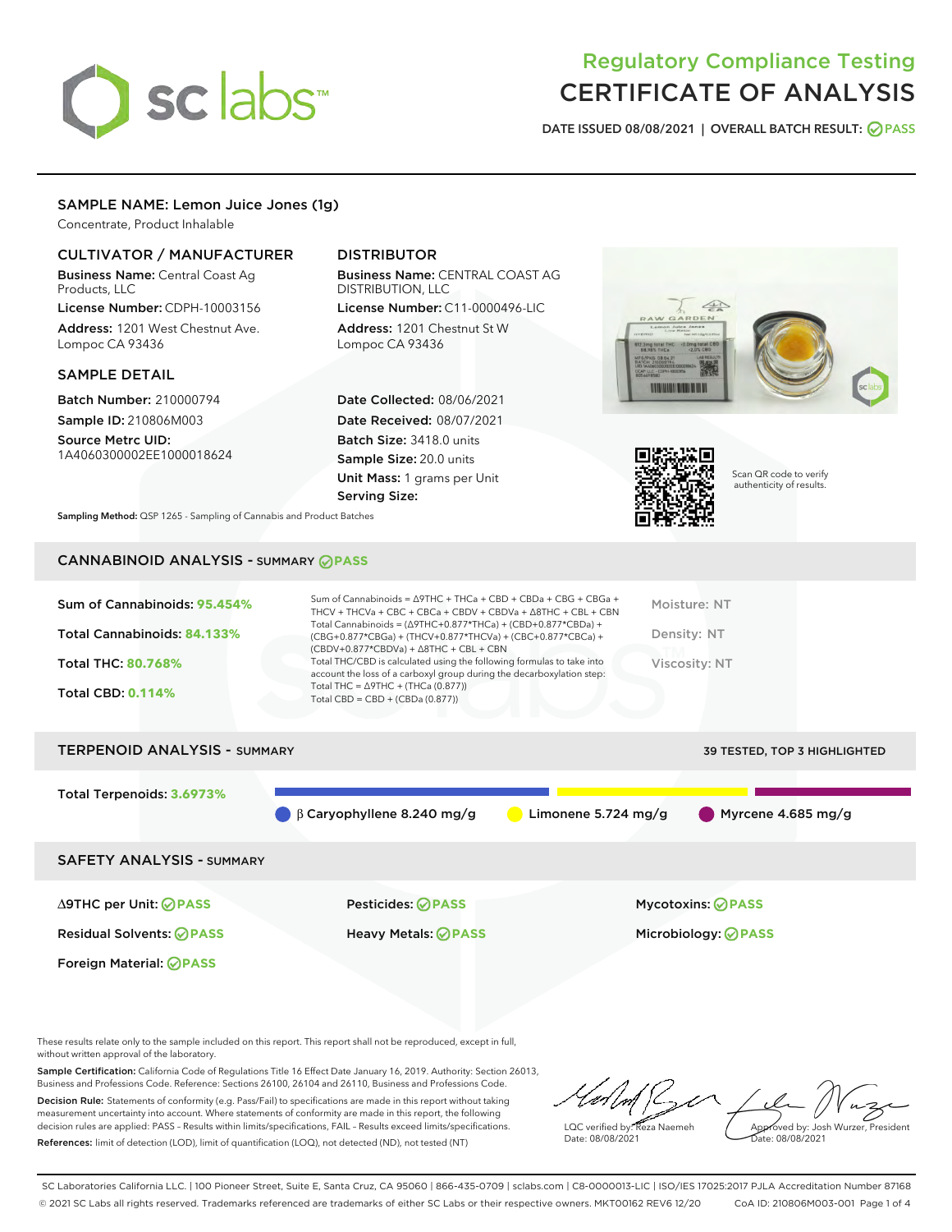# Regulatory Compliance Testing
# CERTIFICATE OF ANALYSIS

DATE ISSUED 08/08/2021 | OVERALL BATCH RESULT: PASS

## SAMPLE NAME: Lemon Juice Jones (1g)

Concentrate, Product Inhalable

### CULTIVATOR / MANUFACTURER

**Business Name:** Central Coast Ag Products, LLC
**License Number:** CDPH-10003156
**Address:** 1201 West Chestnut Ave. Lompoc CA 93436

### DISTRIBUTOR

**Business Name:** CENTRAL COAST AG DISTRIBUTION, LLC
**License Number:** C11-0000496-LIC
**Address:** 1201 Chestnut St W Lompoc CA 93436

### SAMPLE DETAIL

**Batch Number:** 210000794
**Sample ID:** 210806M003
**Source Metrc UID:** 1A4060300002EE1000018624

**Date Collected:** 08/06/2021
**Date Received:** 08/07/2021
**Batch Size:** 3418.0 units
**Sample Size:** 20.0 units
**Unit Mass:** 1 grams per Unit
**Serving Size:**

Scan QR code to verify authenticity of results.

**Sampling Method:** QSP 1265 - Sampling of Cannabis and Product Batches

## CANNABINOID ANALYSIS - SUMMARY PASS

**Sum of Cannabinoids: 95.454%**
**Total Cannabinoids: 84.133%**
**Total THC: 80.768%**
**Total CBD: 0.114%**

Sum of Cannabinoids = Δ9THC + THCa + CBD + CBDa + CBG + CBGa + THCV + THCVa + CBC + CBCa + CBDV + CBDVa + Δ8THC + CBL + CBN
Total Cannabinoids = (Δ9THC+0.877*THCa) + (CBD+0.877*CBDa) + (CBG+0.877*CBGa) + (THCV+0.877*THCVa) + (CBC+0.877*CBCa) + (CBDV+0.877*CBDVa) + Δ8THC + CBL + CBN
Total THC/CBD is calculated using the following formulas to take into account the loss of a carboxyl group during the decarboxylation step:
Total THC = Δ9THC + (THCa (0.877))
Total CBD = CBD + (CBDa (0.877))

Moisture: NT
Density: NT
Viscosity: NT

## TERPENOID ANALYSIS - SUMMARY

39 TESTED, TOP 3 HIGHLIGHTED

**Total Terpenoids: 3.6973%**

β Caryophyllene 8.240 mg/g | Limonene 5.724 mg/g | Myrcene 4.685 mg/g

## SAFETY ANALYSIS - SUMMARY

| | | |
|---|---|---|
| Δ9THC per Unit: PASS | Pesticides: PASS | Mycotoxins: PASS |
| Residual Solvents: PASS | Heavy Metals: PASS | Microbiology: PASS |
| Foreign Material: PASS | | |

These results relate only to the sample included on this report. This report shall not be reproduced, except in full, without written approval of the laboratory.

**Sample Certification:** California Code of Regulations Title 16 Effect Date January 16, 2019. Authority: Section 26013, Business and Professions Code. Reference: Sections 26100, 26104 and 26110, Business and Professions Code.

**Decision Rule:** Statements of conformity (e.g. Pass/Fail) to specifications are made in this report without taking measurement uncertainty into account. Where statements of conformity are made in this report, the following decision rules are applied: PASS – Results within limits/specifications, FAIL – Results exceed limits/specifications.

**References:** limit of detection (LOD), limit of quantification (LOQ), not detected (ND), not tested (NT)

LQC verified by: Reza Naemeh
Date: 08/08/2021

Approved by: Josh Wurzer, President
Date: 08/08/2021

SC Laboratories California LLC. | 100 Pioneer Street, Suite E, Santa Cruz, CA 95060 | 866-435-0709 | sclabs.com | C8-0000013-LIC | ISO/IES 17025:2017 PJLA Accreditation Number 87168
© 2021 SC Labs all rights reserved. Trademarks referenced are trademarks of either SC Labs or their respective owners. MKT00162 REV6 12/20 CoA ID: 210806M003-001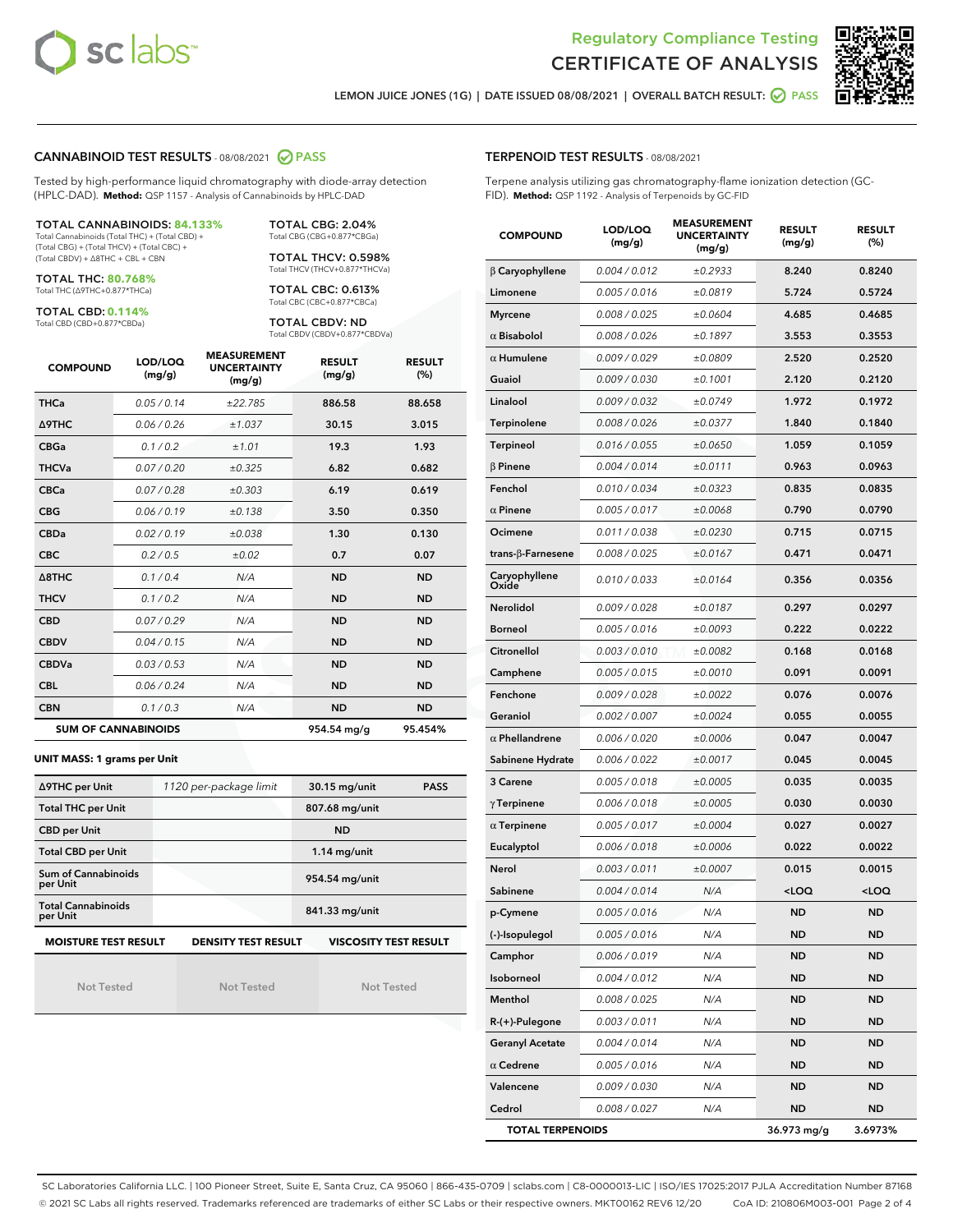# Regulatory Compliance Testing
# CERTIFICATE OF ANALYSIS

LEMON JUICE JONES (1G) | DATE ISSUED 08/08/2021 | OVERALL BATCH RESULT: PASS

## CANNABINOID TEST RESULTS - 08/08/2021 PASS

Tested by high-performance liquid chromatography with diode-array detection (HPLC-DAD). **Method:** QSP 1157 - Analysis of Cannabinoids by HPLC-DAD

**TOTAL CANNABINOIDS: 84.133%**
Total Cannabinoids (Total THC) + (Total CBD) + (Total CBG) + (Total THCV) + (Total CBC) + (Total CBDV) + Δ8THC + CBL + CBN

**TOTAL THC: 80.768%**
Total THC (Δ9THC+0.877*THCa)

**TOTAL CBD: 0.114%**
Total CBD (CBD+0.877*CBDa)

**TOTAL CBG: 2.04%**
Total CBG (CBG+0.877*CBGa)

**TOTAL THCV: 0.598%**
Total THCV (THCV+0.877*THCVa)

**TOTAL CBC: 0.613%**
Total CBC (CBC+0.877*CBCa)

**TOTAL CBDV: ND**
Total CBDV (CBDV+0.877*CBDVa)

| COMPOUND | LOD/LOQ (mg/g) | MEASUREMENT UNCERTAINTY (mg/g) | RESULT (mg/g) | RESULT (%) |
|---|---|---|---|---|
| THCa | 0.05 / 0.14 | ±22.785 | 886.58 | 88.658 |
| Δ9THC | 0.06 / 0.26 | ±1.037 | 30.15 | 3.015 |
| CBGa | 0.1 / 0.2 | ±1.01 | 19.3 | 1.93 |
| THCVa | 0.07 / 0.20 | ±0.325 | 6.82 | 0.682 |
| CBCa | 0.07 / 0.28 | ±0.303 | 6.19 | 0.619 |
| CBG | 0.06 / 0.19 | ±0.138 | 3.50 | 0.350 |
| CBDa | 0.02 / 0.19 | ±0.038 | 1.30 | 0.130 |
| CBC | 0.2 / 0.5 | ±0.02 | 0.7 | 0.07 |
| Δ8THC | 0.1 / 0.4 | N/A | ND | ND |
| THCV | 0.1 / 0.2 | N/A | ND | ND |
| CBD | 0.07 / 0.29 | N/A | ND | ND |
| CBDV | 0.04 / 0.15 | N/A | ND | ND |
| CBDVa | 0.03 / 0.53 | N/A | ND | ND |
| CBL | 0.06 / 0.24 | N/A | ND | ND |
| CBN | 0.1 / 0.3 | N/A | ND | ND |
| **SUM OF CANNABINOIDS** | | | **954.54 mg/g** | **95.454%** |

**UNIT MASS: 1 grams per Unit**

| | | | |
|---|---|---|---|
| Δ9THC per Unit | 1120 per-package limit | 30.15 mg/unit | PASS |
| Total THC per Unit | | 807.68 mg/unit | |
| CBD per Unit | | ND | |
| Total CBD per Unit | | 1.14 mg/unit | |
| Sum of Cannabinoids per Unit | | 954.54 mg/unit | |
| Total Cannabinoids per Unit | | 841.33 mg/unit | |

| MOISTURE TEST RESULT | DENSITY TEST RESULT | VISCOSITY TEST RESULT |
|---|---|---|
| Not Tested | Not Tested | Not Tested |

## TERPENOID TEST RESULTS - 08/08/2021

Terpene analysis utilizing gas chromatography-flame ionization detection (GC-FID). **Method:** QSP 1192 - Analysis of Terpenoids by GC-FID

| COMPOUND | LOD/LOQ (mg/g) | MEASUREMENT UNCERTAINTY (mg/g) | RESULT (mg/g) | RESULT (%) |
|---|---|---|---|---|
| β Caryophyllene | 0.004 / 0.012 | ±0.2933 | 8.240 | 0.8240 |
| Limonene | 0.005 / 0.016 | ±0.0819 | 5.724 | 0.5724 |
| Myrcene | 0.008 / 0.025 | ±0.0604 | 4.685 | 0.4685 |
| α Bisabolol | 0.008 / 0.026 | ±0.1897 | 3.553 | 0.3553 |
| α Humulene | 0.009 / 0.029 | ±0.0809 | 2.520 | 0.2520 |
| Guaiol | 0.009 / 0.030 | ±0.1001 | 2.120 | 0.2120 |
| Linalool | 0.009 / 0.032 | ±0.0749 | 1.972 | 0.1972 |
| Terpinolene | 0.008 / 0.026 | ±0.0377 | 1.840 | 0.1840 |
| Terpineol | 0.016 / 0.055 | ±0.0650 | 1.059 | 0.1059 |
| β Pinene | 0.004 / 0.014 | ±0.0111 | 0.963 | 0.0963 |
| Fenchol | 0.010 / 0.034 | ±0.0323 | 0.835 | 0.0835 |
| α Pinene | 0.005 / 0.017 | ±0.0068 | 0.790 | 0.0790 |
| Ocimene | 0.011 / 0.038 | ±0.0230 | 0.715 | 0.0715 |
| trans-β-Farnesene | 0.008 / 0.025 | ±0.0167 | 0.471 | 0.0471 |
| Caryophyllene Oxide | 0.010 / 0.033 | ±0.0164 | 0.356 | 0.0356 |
| Nerolidol | 0.009 / 0.028 | ±0.0187 | 0.297 | 0.0297 |
| Borneol | 0.005 / 0.016 | ±0.0093 | 0.222 | 0.0222 |
| Citronellol | 0.003 / 0.010 | ±0.0082 | 0.168 | 0.0168 |
| Camphene | 0.005 / 0.015 | ±0.0010 | 0.091 | 0.0091 |
| Fenchone | 0.009 / 0.028 | ±0.0022 | 0.076 | 0.0076 |
| Geraniol | 0.002 / 0.007 | ±0.0024 | 0.055 | 0.0055 |
| α Phellandrene | 0.006 / 0.020 | ±0.0006 | 0.047 | 0.0047 |
| Sabinene Hydrate | 0.006 / 0.022 | ±0.0017 | 0.045 | 0.0045 |
| 3 Carene | 0.005 / 0.018 | ±0.0005 | 0.035 | 0.0035 |
| γ Terpinene | 0.006 / 0.018 | ±0.0005 | 0.030 | 0.0030 |
| α Terpinene | 0.005 / 0.017 | ±0.0004 | 0.027 | 0.0027 |
| Eucalyptol | 0.006 / 0.018 | ±0.0006 | 0.022 | 0.0022 |
| Nerol | 0.003 / 0.011 | ±0.0007 | 0.015 | 0.0015 |
| Sabinene | 0.004 / 0.014 | N/A | <LOQ | <LOQ |
| p-Cymene | 0.005 / 0.016 | N/A | ND | ND |
| (-)-Isopulegol | 0.005 / 0.016 | N/A | ND | ND |
| Camphor | 0.006 / 0.019 | N/A | ND | ND |
| Isoborneol | 0.004 / 0.012 | N/A | ND | ND |
| Menthol | 0.008 / 0.025 | N/A | ND | ND |
| R-(+)-Pulegone | 0.003 / 0.011 | N/A | ND | ND |
| Geranyl Acetate | 0.004 / 0.014 | N/A | ND | ND |
| α Cedrene | 0.005 / 0.016 | N/A | ND | ND |
| Valencene | 0.009 / 0.030 | N/A | ND | ND |
| Cedrol | 0.008 / 0.027 | N/A | ND | ND |
| **TOTAL TERPENOIDS** | | | **36.973 mg/g** | **3.6973%** |

SC Laboratories California LLC. | 100 Pioneer Street, Suite E, Santa Cruz, CA 95060 | 866-435-0709 | sclabs.com | C8-0000013-LIC | ISO/IES 17025:2017 PJLA Accreditation Number 87168
© 2021 SC Labs all rights reserved. Trademarks referenced are trademarks of either SC Labs or their respective owners. MKT00162 REV6 12/20 CoA ID: 210806M003-001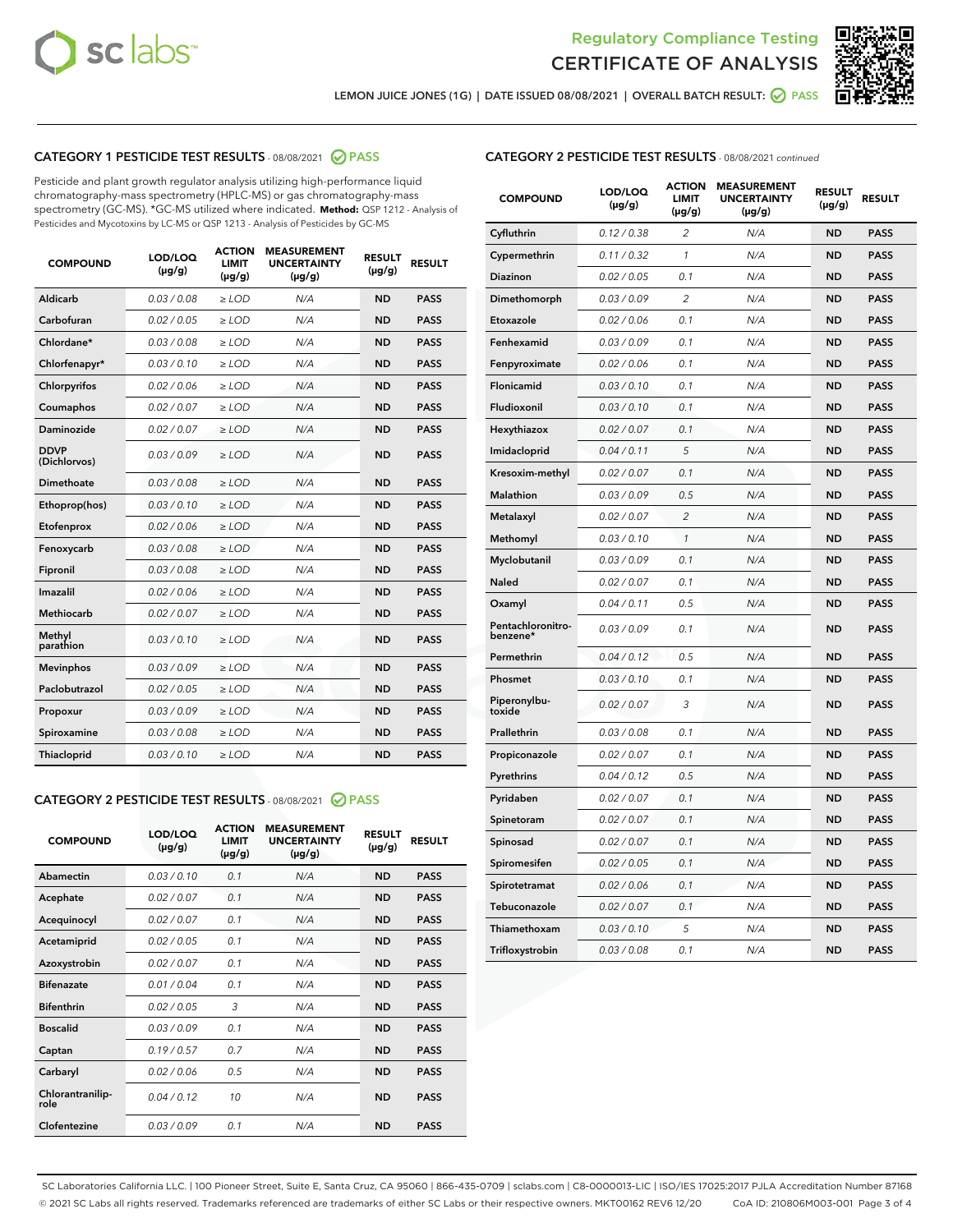# Regulatory Compliance Testing
# CERTIFICATE OF ANALYSIS

LEMON JUICE JONES (1G) | DATE ISSUED 08/08/2021 | OVERALL BATCH RESULT: PASS

## CATEGORY 1 PESTICIDE TEST RESULTS - 08/08/2021 PASS

Pesticide and plant growth regulator analysis utilizing high-performance liquid chromatography-mass spectrometry (HPLC-MS) or gas chromatography-mass spectrometry (GC-MS). *GC-MS utilized where indicated. **Method:** QSP 1212 - Analysis of Pesticides and Mycotoxins by LC-MS or QSP 1213 - Analysis of Pesticides by GC-MS

| COMPOUND | LOD/LOQ (µg/g) | ACTION LIMIT (µg/g) | MEASUREMENT UNCERTAINTY (µg/g) | RESULT (µg/g) | RESULT |
|---|---|---|---|---|---|
| Aldicarb | 0.03 / 0.08 | ≥ LOD | N/A | ND | PASS |
| Carbofuran | 0.02 / 0.05 | ≥ LOD | N/A | ND | PASS |
| Chlordane* | 0.03 / 0.08 | ≥ LOD | N/A | ND | PASS |
| Chlorfenapyr* | 0.03 / 0.10 | ≥ LOD | N/A | ND | PASS |
| Chlorpyrifos | 0.02 / 0.06 | ≥ LOD | N/A | ND | PASS |
| Coumaphos | 0.02 / 0.07 | ≥ LOD | N/A | ND | PASS |
| Daminozide | 0.02 / 0.07 | ≥ LOD | N/A | ND | PASS |
| DDVP (Dichlorvos) | 0.03 / 0.09 | ≥ LOD | N/A | ND | PASS |
| Dimethoate | 0.03 / 0.08 | ≥ LOD | N/A | ND | PASS |
| Ethoprop(hos) | 0.03 / 0.10 | ≥ LOD | N/A | ND | PASS |
| Etofenprox | 0.02 / 0.06 | ≥ LOD | N/A | ND | PASS |
| Fenoxycarb | 0.03 / 0.08 | ≥ LOD | N/A | ND | PASS |
| Fipronil | 0.03 / 0.08 | ≥ LOD | N/A | ND | PASS |
| Imazalil | 0.02 / 0.06 | ≥ LOD | N/A | ND | PASS |
| Methiocarb | 0.02 / 0.07 | ≥ LOD | N/A | ND | PASS |
| Methyl parathion | 0.03 / 0.10 | ≥ LOD | N/A | ND | PASS |
| Mevinphos | 0.03 / 0.09 | ≥ LOD | N/A | ND | PASS |
| Paclobutrazol | 0.02 / 0.05 | ≥ LOD | N/A | ND | PASS |
| Propoxur | 0.03 / 0.09 | ≥ LOD | N/A | ND | PASS |
| Spiroxamine | 0.03 / 0.08 | ≥ LOD | N/A | ND | PASS |
| Thiacloprid | 0.03 / 0.10 | ≥ LOD | N/A | ND | PASS |

## CATEGORY 2 PESTICIDE TEST RESULTS - 08/08/2021 PASS

| COMPOUND | LOD/LOQ (µg/g) | ACTION LIMIT (µg/g) | MEASUREMENT UNCERTAINTY (µg/g) | RESULT (µg/g) | RESULT |
|---|---|---|---|---|---|
| Abamectin | 0.03 / 0.10 | 0.1 | N/A | ND | PASS |
| Acephate | 0.02 / 0.07 | 0.1 | N/A | ND | PASS |
| Acequinocyl | 0.02 / 0.07 | 0.1 | N/A | ND | PASS |
| Acetamiprid | 0.02 / 0.05 | 0.1 | N/A | ND | PASS |
| Azoxystrobin | 0.02 / 0.07 | 0.1 | N/A | ND | PASS |
| Bifenazate | 0.01 / 0.04 | 0.1 | N/A | ND | PASS |
| Bifenthrin | 0.02 / 0.05 | 3 | N/A | ND | PASS |
| Boscalid | 0.03 / 0.09 | 0.1 | N/A | ND | PASS |
| Captan | 0.19 / 0.57 | 0.7 | N/A | ND | PASS |
| Carbaryl | 0.02 / 0.06 | 0.5 | N/A | ND | PASS |
| Chlorantraniliprole | 0.04 / 0.12 | 10 | N/A | ND | PASS |
| Clofentezine | 0.03 / 0.09 | 0.1 | N/A | ND | PASS |
| Cyfluthrin | 0.12 / 0.38 | 2 | N/A | ND | PASS |
| Cypermethrin | 0.11 / 0.32 | 1 | N/A | ND | PASS |
| Diazinon | 0.02 / 0.05 | 0.1 | N/A | ND | PASS |
| Dimethomorph | 0.03 / 0.09 | 2 | N/A | ND | PASS |
| Etoxazole | 0.02 / 0.06 | 0.1 | N/A | ND | PASS |
| Fenhexamid | 0.03 / 0.09 | 0.1 | N/A | ND | PASS |
| Fenpyroximate | 0.02 / 0.06 | 0.1 | N/A | ND | PASS |
| Flonicamid | 0.03 / 0.10 | 0.1 | N/A | ND | PASS |
| Fludioxonil | 0.03 / 0.10 | 0.1 | N/A | ND | PASS |
| Hexythiazox | 0.02 / 0.07 | 0.1 | N/A | ND | PASS |
| Imidacloprid | 0.04 / 0.11 | 5 | N/A | ND | PASS |
| Kresoxim-methyl | 0.02 / 0.07 | 0.1 | N/A | ND | PASS |
| Malathion | 0.03 / 0.09 | 0.5 | N/A | ND | PASS |
| Metalaxyl | 0.02 / 0.07 | 2 | N/A | ND | PASS |
| Methomyl | 0.03 / 0.10 | 1 | N/A | ND | PASS |
| Myclobutanil | 0.03 / 0.09 | 0.1 | N/A | ND | PASS |
| Naled | 0.02 / 0.07 | 0.1 | N/A | ND | PASS |
| Oxamyl | 0.04 / 0.11 | 0.5 | N/A | ND | PASS |
| Pentachloronitrobenzene* | 0.03 / 0.09 | 0.1 | N/A | ND | PASS |
| Permethrin | 0.04 / 0.12 | 0.5 | N/A | ND | PASS |
| Phosmet | 0.03 / 0.10 | 0.1 | N/A | ND | PASS |
| Piperonylbutoxide | 0.02 / 0.07 | 3 | N/A | ND | PASS |
| Prallethrin | 0.03 / 0.08 | 0.1 | N/A | ND | PASS |
| Propiconazole | 0.02 / 0.07 | 0.1 | N/A | ND | PASS |
| Pyrethrins | 0.04 / 0.12 | 0.5 | N/A | ND | PASS |
| Pyridaben | 0.02 / 0.07 | 0.1 | N/A | ND | PASS |
| Spinetoram | 0.02 / 0.07 | 0.1 | N/A | ND | PASS |
| Spinosad | 0.02 / 0.07 | 0.1 | N/A | ND | PASS |
| Spiromesifen | 0.02 / 0.05 | 0.1 | N/A | ND | PASS |
| Spirotetramat | 0.02 / 0.06 | 0.1 | N/A | ND | PASS |
| Tebuconazole | 0.02 / 0.07 | 0.1 | N/A | ND | PASS |
| Thiamethoxam | 0.03 / 0.10 | 5 | N/A | ND | PASS |
| Trifloxystrobin | 0.03 / 0.08 | 0.1 | N/A | ND | PASS |

SC Laboratories California LLC. | 100 Pioneer Street, Suite E, Santa Cruz, CA 95060 | 866-435-0709 | sclabs.com | C8-0000013-LIC | ISO/IES 17025:2017 PJLA Accreditation Number 87168
© 2021 SC Labs all rights reserved. Trademarks referenced are trademarks of either SC Labs or their respective owners. MKT00162 REV6 12/20 CoA ID: 210806M003-001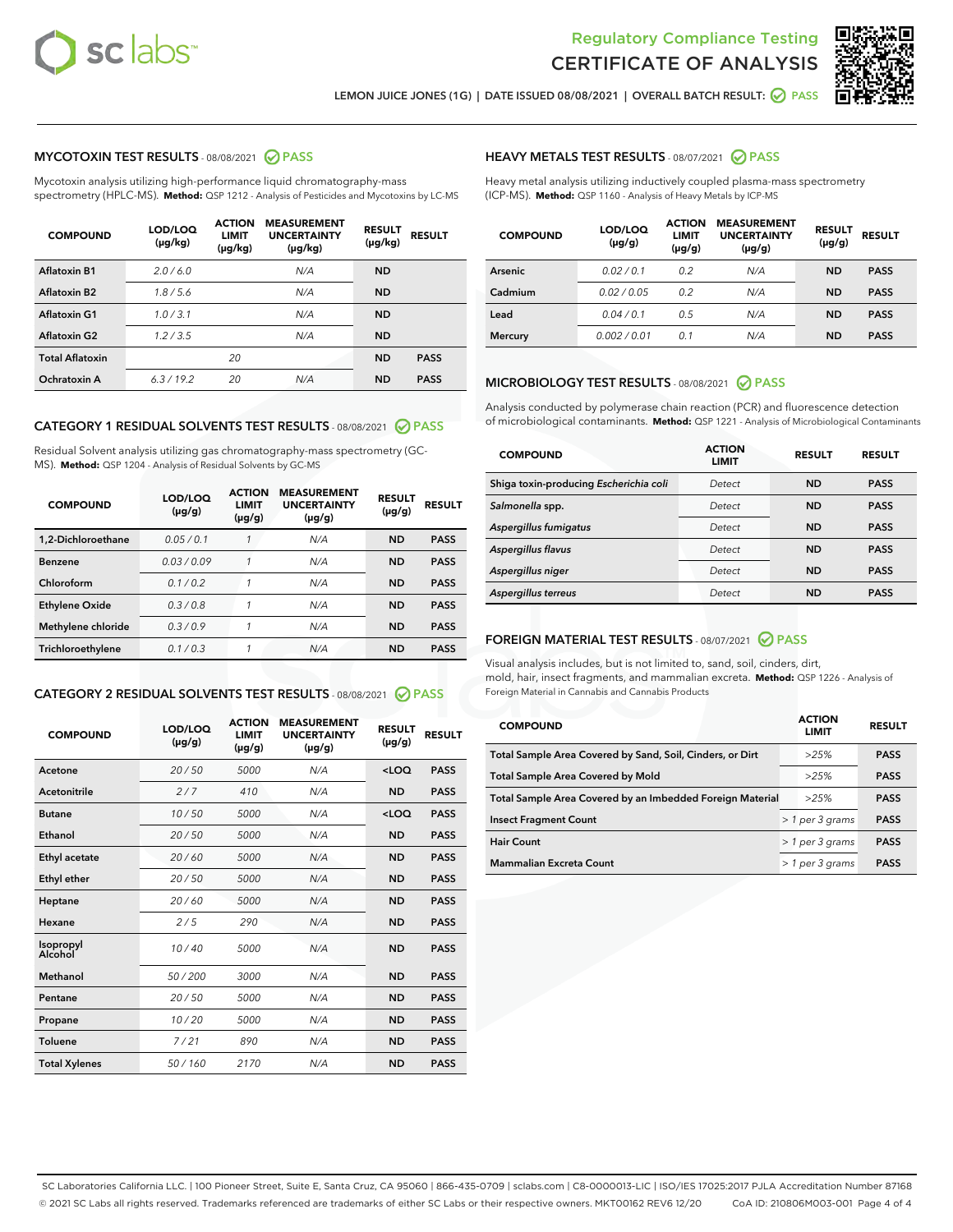Regulatory Compliance Testing
CERTIFICATE OF ANALYSIS

LEMON JUICE JONES (1G) | DATE ISSUED 08/08/2021 | OVERALL BATCH RESULT: PASS

## MYCOTOXIN TEST RESULTS - 08/08/2021 PASS

Mycotoxin analysis utilizing high-performance liquid chromatography-mass spectrometry (HPLC-MS). **Method:** QSP 1212 - Analysis of Pesticides and Mycotoxins by LC-MS

| COMPOUND | LOD/LOQ (µg/kg) | ACTION LIMIT (µg/kg) | MEASUREMENT UNCERTAINTY (µg/kg) | RESULT (µg/kg) | RESULT |
|---|---|---|---|---|---|
| Aflatoxin B1 | 2.0 / 6.0 | | N/A | ND | |
| Aflatoxin B2 | 1.8 / 5.6 | | N/A | ND | |
| Aflatoxin G1 | 1.0 / 3.1 | | N/A | ND | |
| Aflatoxin G2 | 1.2 / 3.5 | | N/A | ND | |
| Total Aflatoxin | | 20 | | ND | PASS |
| Ochratoxin A | 6.3 / 19.2 | 20 | N/A | ND | PASS |

## CATEGORY 1 RESIDUAL SOLVENTS TEST RESULTS - 08/08/2021 PASS

Residual Solvent analysis utilizing gas chromatography-mass spectrometry (GC-MS). **Method:** QSP 1204 - Analysis of Residual Solvents by GC-MS

| COMPOUND | LOD/LOQ (µg/g) | ACTION LIMIT (µg/g) | MEASUREMENT UNCERTAINTY (µg/g) | RESULT (µg/g) | RESULT |
|---|---|---|---|---|---|
| 1,2-Dichloroethane | 0.05 / 0.1 | 1 | N/A | ND | PASS |
| Benzene | 0.03 / 0.09 | 1 | N/A | ND | PASS |
| Chloroform | 0.1 / 0.2 | 1 | N/A | ND | PASS |
| Ethylene Oxide | 0.3 / 0.8 | 1 | N/A | ND | PASS |
| Methylene chloride | 0.3 / 0.9 | 1 | N/A | ND | PASS |
| Trichloroethylene | 0.1 / 0.3 | 1 | N/A | ND | PASS |

## CATEGORY 2 RESIDUAL SOLVENTS TEST RESULTS - 08/08/2021 PASS

| COMPOUND | LOD/LOQ (µg/g) | ACTION LIMIT (µg/g) | MEASUREMENT UNCERTAINTY (µg/g) | RESULT (µg/g) | RESULT |
|---|---|---|---|---|---|
| Acetone | 20 / 50 | 5000 | N/A | <LOQ | PASS |
| Acetonitrile | 2 / 7 | 410 | N/A | ND | PASS |
| Butane | 10 / 50 | 5000 | N/A | <LOQ | PASS |
| Ethanol | 20 / 50 | 5000 | N/A | ND | PASS |
| Ethyl acetate | 20 / 60 | 5000 | N/A | ND | PASS |
| Ethyl ether | 20 / 50 | 5000 | N/A | ND | PASS |
| Heptane | 20 / 60 | 5000 | N/A | ND | PASS |
| Hexane | 2 / 5 | 290 | N/A | ND | PASS |
| Isopropyl Alcohol | 10 / 40 | 5000 | N/A | ND | PASS |
| Methanol | 50 / 200 | 3000 | N/A | ND | PASS |
| Pentane | 20 / 50 | 5000 | N/A | ND | PASS |
| Propane | 10 / 20 | 5000 | N/A | ND | PASS |
| Toluene | 7 / 21 | 890 | N/A | ND | PASS |
| Total Xylenes | 50 / 160 | 2170 | N/A | ND | PASS |

## HEAVY METALS TEST RESULTS - 08/07/2021 PASS

Heavy metal analysis utilizing inductively coupled plasma-mass spectrometry (ICP-MS). **Method:** QSP 1160 - Analysis of Heavy Metals by ICP-MS

| COMPOUND | LOD/LOQ (µg/g) | ACTION LIMIT (µg/g) | MEASUREMENT UNCERTAINTY (µg/g) | RESULT (µg/g) | RESULT |
|---|---|---|---|---|---|
| Arsenic | 0.02 / 0.1 | 0.2 | N/A | ND | PASS |
| Cadmium | 0.02 / 0.05 | 0.2 | N/A | ND | PASS |
| Lead | 0.04 / 0.1 | 0.5 | N/A | ND | PASS |
| Mercury | 0.002 / 0.01 | 0.1 | N/A | ND | PASS |

## MICROBIOLOGY TEST RESULTS - 08/08/2021 PASS

Analysis conducted by polymerase chain reaction (PCR) and fluorescence detection of microbiological contaminants. **Method:** QSP 1221 - Analysis of Microbiological Contaminants

| COMPOUND | ACTION LIMIT | RESULT | RESULT |
|---|---|---|---|
| Shiga toxin-producing *Escherichia coli* | Detect | ND | PASS |
| *Salmonella* spp. | Detect | ND | PASS |
| *Aspergillus fumigatus* | Detect | ND | PASS |
| *Aspergillus flavus* | Detect | ND | PASS |
| *Aspergillus niger* | Detect | ND | PASS |
| *Aspergillus terreus* | Detect | ND | PASS |

## FOREIGN MATERIAL TEST RESULTS - 08/07/2021 PASS

Visual analysis includes, but is not limited to, sand, soil, cinders, dirt, mold, hair, insect fragments, and mammalian excreta. **Method:** QSP 1226 - Analysis of Foreign Material in Cannabis and Cannabis Products

| COMPOUND | ACTION LIMIT | RESULT |
|---|---|---|
| Total Sample Area Covered by Sand, Soil, Cinders, or Dirt | >25% | PASS |
| Total Sample Area Covered by Mold | >25% | PASS |
| Total Sample Area Covered by an Imbedded Foreign Material | >25% | PASS |
| Insect Fragment Count | > 1 per 3 grams | PASS |
| Hair Count | > 1 per 3 grams | PASS |
| Mammalian Excreta Count | > 1 per 3 grams | PASS |

SC Laboratories California LLC. | 100 Pioneer Street, Suite E, Santa Cruz, CA 95060 | 866-435-0709 | sclabs.com | C8-0000013-LIC | ISO/IES 17025:2017 PJLA Accreditation Number 87168
© 2021 SC Labs all rights reserved. Trademarks referenced are trademarks of either SC Labs or their respective owners. MKT00162 REV6 12/20 CoA ID: 210806M003-001